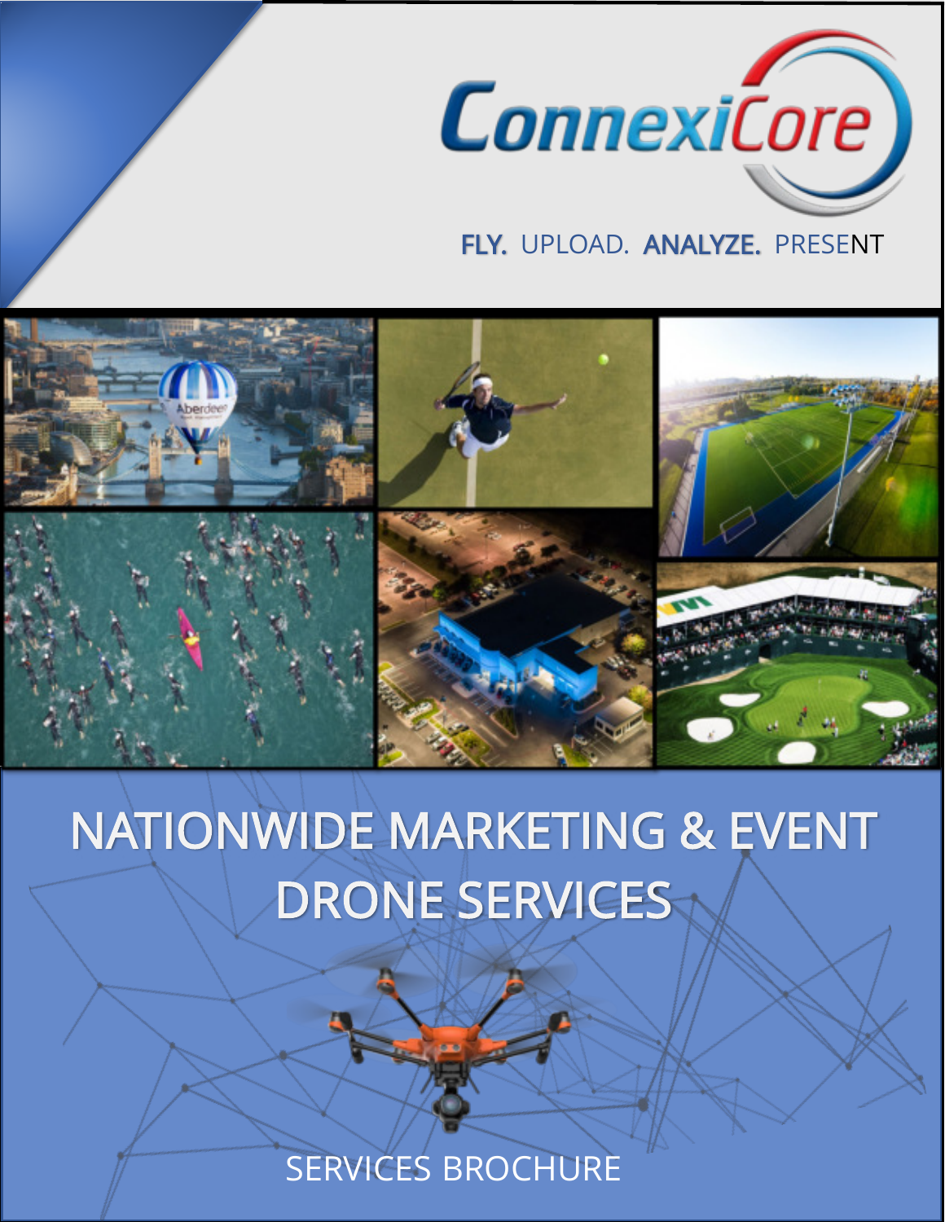# ConnexiCore

FLY. UPLOAD. ANALYZE. PRESENT

# NATIONWIDE MARKETING & EVENT DRONE SERVICES

SERVICES BROCHURE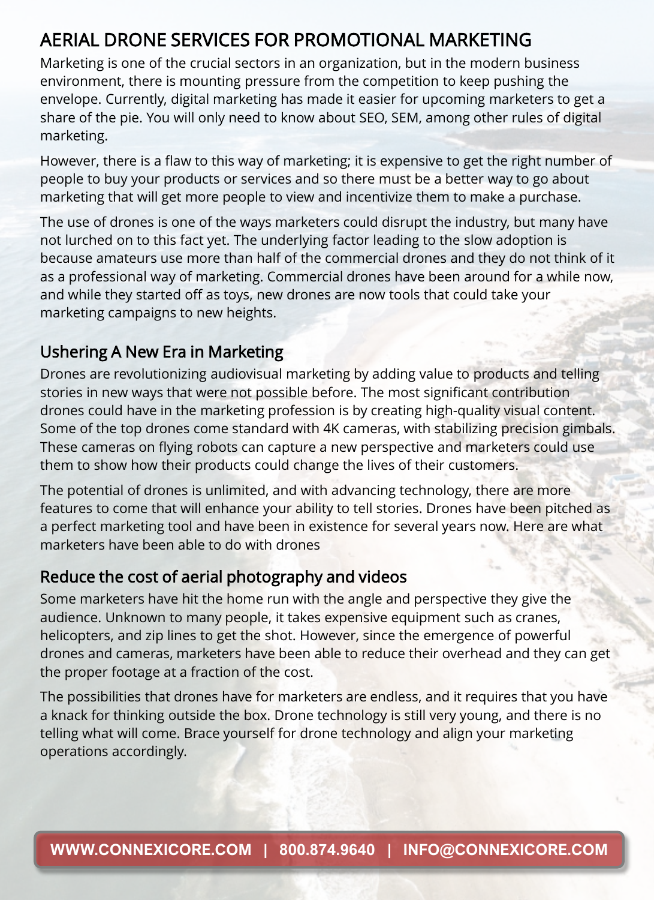# AERIAL DRONE SERVICES FOR PROMOTIONAL MARKETING

Marketing is one of the crucial sectors in an organization, but in the modern business environment, there is mounting pressure from the competition to keep pushing the envelope. Currently, digital marketing has made it easier for upcoming marketers to get a share of the pie. You will only need to know about SEO, SEM, among other rules of digital marketing.

However, there is a flaw to this way of marketing; it is expensive to get the right number of people to buy your products or services and so there must be a better way to go about marketing that will get more people to view and incentivize them to make a purchase.

The use of drones is one of the ways marketers could disrupt the industry, but many have not lurched on to this fact yet. The underlying factor leading to the slow adoption is because amateurs use more than half of the commercial drones and they do not think of it as a professional way of marketing. Commercial drones have been around for a while now, and while they started off as toys, new drones are now tools that could take your marketing campaigns to new heights.

## Ushering A New Era in Marketing

Drones are revolutionizing audiovisual marketing by adding value to products and telling stories in new ways that were not possible before. The most significant contribution drones could have in the marketing profession is by creating high-quality visual content. Some of the top drones come standard with 4K cameras, with stabilizing precision gimbals. These cameras on flying robots can capture a new perspective and marketers could use them to show how their products could change the lives of their customers.

The potential of drones is unlimited, and with advancing technology, there are more features to come that will enhance your ability to tell stories. Drones have been pitched as a perfect marketing tool and have been in existence for several years now. Here are what marketers have been able to do with drones

## Reduce the cost of aerial photography and videos

Some marketers have hit the home run with the angle and perspective they give the audience. Unknown to many people, it takes expensive equipment such as cranes, helicopters, and zip lines to get the shot. However, since the emergence of powerful drones and cameras, marketers have been able to reduce their overhead and they can get the proper footage at a fraction of the cost.

The possibilities that drones have for marketers are endless, and it requires that you have a knack for thinking outside the box. Drone technology is still very young, and there is no telling what will come. Brace yourself for drone technology and align your marketing operations accordingly.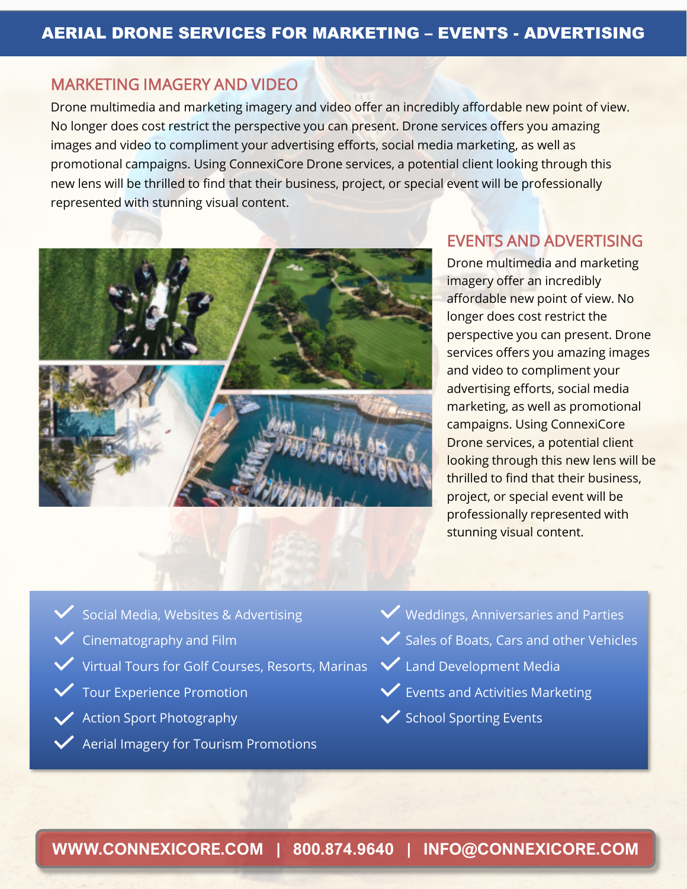# AERIAL DRONE SERVICES FOR MARKETING – EVENTS - ADVERTISING

## MARKETING IMAGERY AND VIDEO

Drone multimedia and marketing imagery and video offer an incredibly affordable new point of view. No longer does cost restrict the perspective you can present. Drone services offers you amazing images and video to compliment your advertising efforts, social media marketing, as well as promotional campaigns. Using ConnexiCore Drone services, a potential client looking through this new lens will be thrilled to find that their business, project, or special event will be professionally represented with stunning visual content.

## EVENTS AND ADVERTISING

Drone multimedia and marketing imagery offer an incredibly affordable new point of view. No longer does cost restrict the perspective you can present. Drone services offers you amazing images and video to compliment your advertising efforts, social media marketing, as well as promotional campaigns. Using ConnexiCore Drone services, a potential client looking through this new lens will be thrilled to find that their business, project, or special event will be professionally represented with stunning visual content.

- ✓ Social Media, Websites & Advertising
- ✓ Cinematography and Film
- ✓ Virtual Tours for Golf Courses, Resorts, Marinas
- ✓ Tour Experience Promotion
- ✓ Action Sport Photography
- ✓ Aerial Imagery for Tourism Promotions
- ✓ Weddings, Anniversaries and Parties
- ✓ Sales of Boats, Cars and other Vehicles
- ✓ Land Development Media
- ✓ Events and Activities Marketing
- ✓ School Sporting Events

**WWW.CONNEXICORE.COM | 800.874.9640 | INFO@CONNEXICORE.COM**